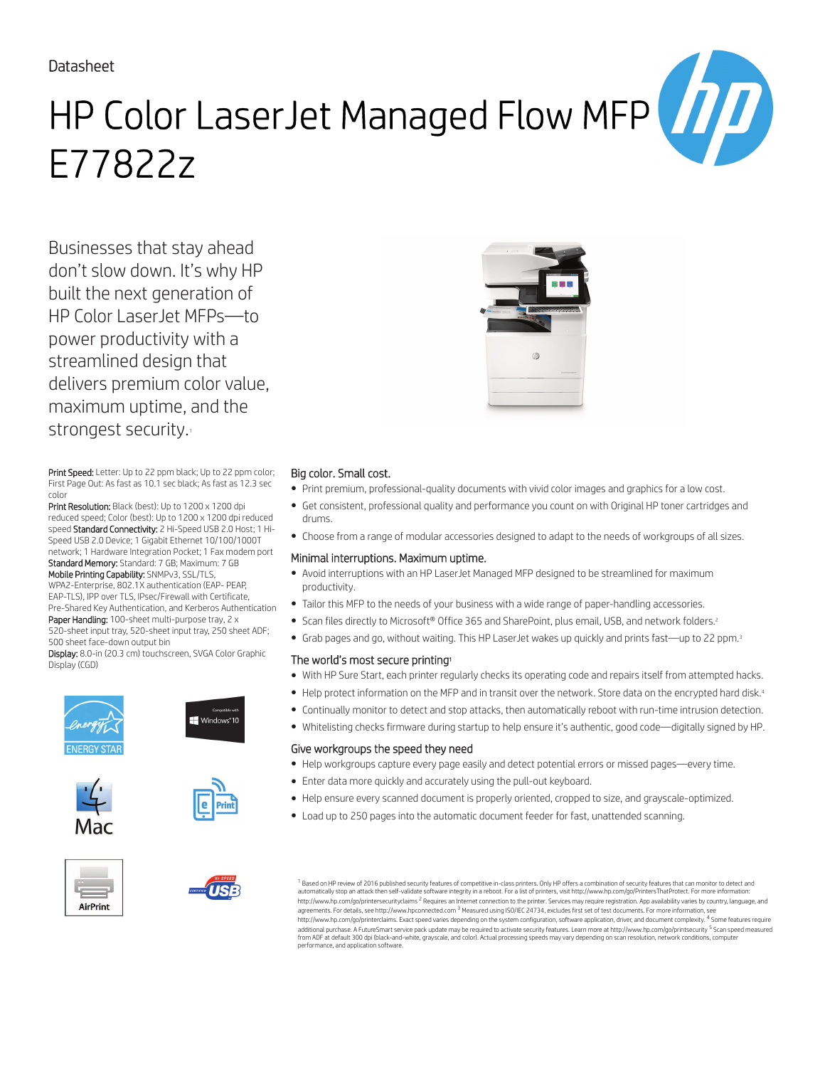Datasheet

# HP Color LaserJet Managed Flow MFP E77822z

Businesses that stay ahead don't slow down. It's why HP built the next generation of HP Color LaserJet MFPs—to power productivity with a streamlined design that delivers premium color value, maximum uptime, and the strongest security.[1]

**Print Speed:** Letter: Up to 22 ppm black; Up to 22 ppm color; First Page Out: As fast as 10.1 sec black; As fast as 12.3 sec color
**Print Resolution:** Black (best): Up to 1200 x 1200 dpi reduced speed; Color (best): Up to 1200 x 1200 dpi reduced speed **Standard Connectivity:** 2 Hi-Speed USB 2.0 Host; 1 Hi-Speed USB 2.0 Device; 1 Gigabit Ethernet 10/100/1000T network; 1 Hardware Integration Pocket; 1 Fax modem port
**Standard Memory:** Standard: 7 GB; Maximum: 7 GB
**Mobile Printing Capability:** SNMPv3, SSL/TLS, WPA2-Enterprise, 802.1X authentication (EAP- PEAP, EAP-TLS), IPP over TLS, IPsec/Firewall with Certificate, Pre-Shared Key Authentication, and Kerberos Authentication
**Paper Handling:** 100-sheet multi-purpose tray, 2 x 520-sheet input tray, 520-sheet input tray, 250 sheet ADF; 500 sheet face-down output bin
**Display:** 8.0-in (20.3 cm) touchscreen, SVGA Color Graphic Display (CGD)

ENERGY STAR

Compatible with Windows 10

Mac

ePrint

AirPrint

Hi-Speed Certified USB

### Big color. Small cost.

- Print premium, professional-quality documents with vivid color images and graphics for a low cost.
- Get consistent, professional quality and performance you count on with Original HP toner cartridges and drums.
- Choose from a range of modular accessories designed to adapt to the needs of workgroups of all sizes.

### Minimal interruptions. Maximum uptime.

- Avoid interruptions with an HP LaserJet Managed MFP designed to be streamlined for maximum productivity.
- Tailor this MFP to the needs of your business with a wide range of paper-handling accessories.
- Scan files directly to Microsoft® Office 365 and SharePoint, plus email, USB, and network folders.[2]
- Grab pages and go, without waiting. This HP LaserJet wakes up quickly and prints fast—up to 22 ppm.[3]

### The world's most secure printing[1]

- With HP Sure Start, each printer regularly checks its operating code and repairs itself from attempted hacks.
- Help protect information on the MFP and in transit over the network. Store data on the encrypted hard disk.[4]
- Continually monitor to detect and stop attacks, then automatically reboot with run-time intrusion detection.
- Whitelisting checks firmware during startup to help ensure it's authentic, good code—digitally signed by HP.

### Give workgroups the speed they need

- Help workgroups capture every page easily and detect potential errors or missed pages—every time.
- Enter data more quickly and accurately using the pull-out keyboard.
- Help ensure every scanned document is properly oriented, cropped to size, and grayscale-optimized.
- Load up to 250 pages into the automatic document feeder for fast, unattended scanning.

[1] Based on HP review of 2016 published security features of competitive in-class printers. Only HP offers a combination of security features that can monitor to detect and automatically stop an attack then self-validate software integrity in a reboot. For a list of printers, visit http://www.hp.com/go/PrintersThatProtect. For more information: http://www.hp.com/go/printersecurityclaims [2] Requires an Internet connection to the printer. Services may require registration. App availability varies by country, language, and agreements. For details, see http://www.hpconnected.com [3] Measured using ISO/IEC 24734, excludes first set of test documents. For more information, see http://www.hp.com/go/printerclaims. Exact speed varies depending on the system configuration, software application, driver, and document complexity. [4] Some features require additional purchase. A FutureSmart service pack update may be required to activate security features. Learn more at http://www.hp.com/go/printsecurity [5] Scan speed measured from ADF at default 300 dpi (black-and-white, grayscale, and color). Actual processing speeds may vary depending on scan resolution, network conditions, computer performance, and application software.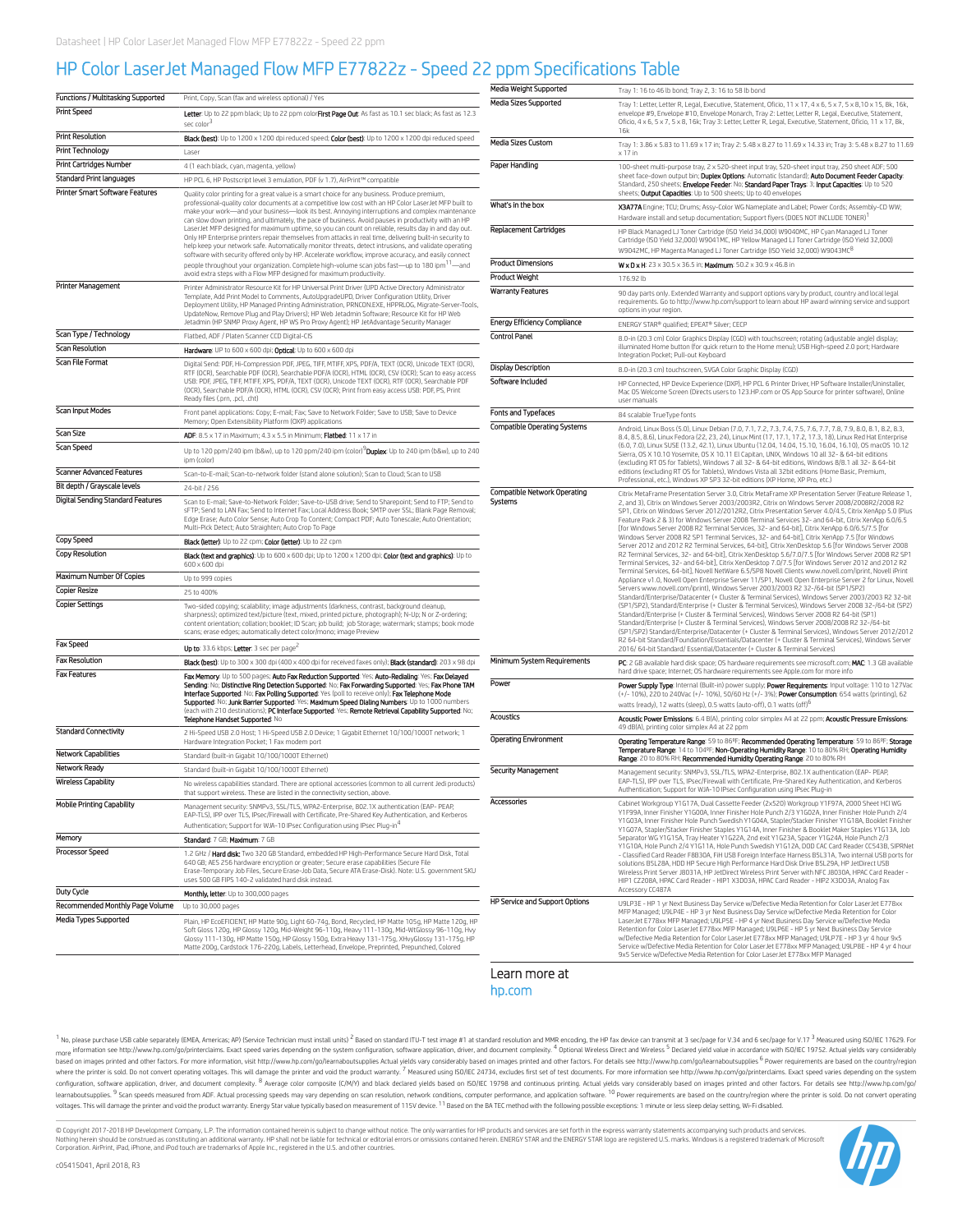# HP Color LaserJet Managed Flow MFP E77822z - Speed 22 ppm Specifications Table

| | |
|---|---|
| Functions / Multitasking Supported | Print, Copy, Scan (fax and wireless optional) / Yes |
| Print Speed | **Letter**: Up to 22 ppm black; Up to 22 ppm color **First Page Out**: As fast as 10.1 sec black; As fast as 12.3 sec color[3] |
| Print Resolution | **Black (best)**: Up to 1200 x 1200 dpi reduced speed; **Color (best)**: Up to 1200 x 1200 dpi reduced speed |
| Print Technology | Laser |
| Print Cartridges Number | 4 (1 each black, cyan, magenta, yellow) |
| Standard Print languages | HP PCL 6, HP Postscript level 3 emulation, PDF (v 1.7), AirPrint™ compatible |
| Printer Smart Software Features | Quality color printing for a great value is a smart choice for any business. Produce premium, professional-quality color documents at a competitive low cost with an HP Color LaserJet MFP built to make your work—and your business—look its best. Annoying interruptions and complex maintenance can slow down printing, and ultimately, the pace of business. Avoid pauses in productivity with an HP LaserJet MFP designed for maximum uptime, so you can count on reliable, results day in and day out. Only HP Enterprise printers repair themselves from attacks in real time, delivering built-in security to help keep your network safe. Automatically monitor threats, detect intrusions, and validate operating software with security offered only by HP. Accelerate workflow, improve accuracy, and easily connect people throughout your organization. Complete high-volume scan jobs fast—up to 180 ipm[11]—and avoid extra steps with a Flow MFP designed for maximum productivity. |
| Printer Management | Printer Administrator Resource Kit for HP Universal Print Driver (UPD Active Directory Administrator Template, Add Print Model to Comments, AutoUpgradeUPD, Driver Configuration Utility, Driver Deployment Utility, HP Managed Printing Administration, PRNCON.EXE, HPPRLOG, Migrate-Server-Tools, UpdateNow, Remove Plug and Play Drivers); HP Web Jetadmin Software; Resource Kit for HP Web Jetadmin (HP SNMP Proxy Agent, HP WS Pro Proxy Agent); HP JetAdvantage Security Manager |
| Scan Type / Technology | Flatbed, ADF / Platen Scanner CCD Digital-CIS |
| Scan Resolution | **Hardware**: UP to 600 x 600 dpi; **Optical**: Up to 600 x 600 dpi |
| Scan File Format | Digital Send: PDF, Hi-Compression PDF, JPEG, TIFF, MTIFF, XPS, PDF/A, TEXT (OCR), Unicode TEXT (OCR), RTF (OCR), Searchable PDF (OCR), Searchable PDF/A (OCR), HTML (OCR), CSV (OCR); Scan to easy access USB: PDF, JPEG, TIFF, MTIFF, XPS, PDF/A, TEXT (OCR), Unicode TEXT (OCR), RTF (OCR), Searchable PDF (OCR), Searchable PDF/A (OCR), HTML (OCR), CSV (OCR); Print from easy access USB: PDF, PS, Print Ready files (.prn, .pcl, .cht) |
| Scan Input Modes | Front panel applications: Copy; E-mail; Fax; Save to Network Folder; Save to USB; Save to Device Memory; Open Extensibility Platform (OXP) applications |
| Scan Size | **ADF**: 8.5 x 17 in Maximum; 4.3 x 5.5 in Minimum; **Flatbed**: 11 x 17 in |
| Scan Speed | Up to 120 ppm/240 ipm (b&w), up to 120 ppm/240 ipm (color)[9] **Duplex**: Up to 240 ipm (b&w), up to 240 ipm (color) |
| Scanner Advanced Features | Scan-to-E-mail; Scan-to-network folder (stand alone solution); Scan to Cloud; Scan to USB |
| Bit depth / Grayscale levels | 24-bit / 256 |
| Digital Sending Standard Features | Scan to E-mail; Save-to-Network Folder; Save-to-USB drive; Send to Sharepoint; Send to FTP; Send to sFTP; Send to LAN Fax; Send to Internet Fax; Local Address Book; SMTP over SSL; Blank Page Removal; Edge Erase; Auto Color Sense; Auto Crop To Content; Compact PDF; Auto Tonescale; Auto Orientation; Multi-Pick Detect; Auto Straighten; Auto Crop To Page |
| Copy Speed | **Black (letter)**: Up to 22 cpm; **Color (letter)**: Up to 22 cpm |
| Copy Resolution | **Black (text and graphics)**: Up to 600 x 600 dpi; Up to 1200 x 1200 dpi; **Color (text and graphics)**: Up to 600 x 600 dpi |
| Maximum Number Of Copies | Up to 999 copies |
| Copier Resize | 25 to 400% |
| Copier Settings | Two-sided copying; scalability; image adjustments (darkness, contrast, background cleanup, sharpness); optimized text/picture (text, mixed, printed picture, photograph); N-Up; N or Z-ordering; content orientation; collation; booklet; ID Scan; job build; job Storage; watermark; stamps; book mode scans; erase edges; automatically detect color/mono; image Preview |
| Fax Speed | **Up to**: 33.6 kbps; **Letter**: 3 sec per page[2] |
| Fax Resolution | **Black (best)**: Up to 300 x 300 dpi (400 x 400 dpi for received faxes only); **Black (standard)**: 203 x 98 dpi |
| Fax Features | **Fax Memory**: Up to 500 pages; **Auto Fax Reduction Supported**: Yes; **Auto-Redialing**: Yes; **Fax Delayed Sending**: No; **Distinctive Ring Detection Supported**: No; **Fax Forwarding Supported**: Yes; **Fax Phone TAM Interface Supported**: No; **Fax Polling Supported**: Yes (poll to receive only); **Fax Telephone Mode Supported**: No; **Junk Barrier Supported**: Yes; **Maximum Speed Dialing Numbers**: Up to 1000 numbers (each with 210 destinations); **PC Interface Supported**: Yes; **Remote Retrieval Capability Supported**: No; **Telephone Handset Supported**: No |
| Standard Connectivity | 2 Hi-Speed USB 2.0 Host; 1 Hi-Speed USB 2.0 Device; 1 Gigabit Ethernet 10/100/1000T network; 1 Hardware Integration Pocket; 1 Fax modem port |
| Network Capabilities | Standard (built-in Gigabit 10/100/1000T Ethernet) |
| Network Ready | Standard (built-in Gigabit 10/100/1000T Ethernet) |
| Wireless Capability | No wireless capabilities standard. There are optional accessories (common to all current Jedi products) that support wireless. These are listed in the connectivity section, above. |
| Mobile Printing Capability | Management security: SNMPv3, SSL/TLS, WPA2-Enterprise, 802.1X authentication (EAP- PEAP, EAP-TLS), IPP over TLS, IPsec/Firewall with Certificate, Pre-Shared Key Authentication, and Kerberos Authentication; Support for WJA-10 IPsec Configuration using IPsec Plug-in[4] |
| Memory | **Standard**: 7 GB; **Maximum**: 7 GB |
| Processor Speed | 1.2 GHz / **Hard disk**: Two 320 GB Standard, embedded HP High-Performance Secure Hard Disk, Total 640 GB; AES 256 hardware encryption or greater; Secure erase capabilities (Secure File Erase-Temporary Job Files, Secure Erase-Job Data, Secure ATA Erase-Disk). Note: U.S. government SKU uses 500 GB FIPS 140-2 validated hard disk instead. |
| Duty Cycle | **Monthly, letter**: Up to 300,000 pages |
| Recommended Monthly Page Volume | Up to 30,000 pages |
| Media Types Supported | Plain, HP EcoEFFICIENT, HP Matte 90g, Light 60-74g, Bond, Recycled, HP Matte 105g, HP Matte 120g, HP Soft Gloss 120g, HP Glossy 120g, Mid-Weight 96-110g, Heavy 111-130g, Mid-WtGlossy 96-110g, Hvy Glossy 111-130g, HP Matte 150g, HP Glossy 150g, Extra Heavy 131-175g, XHvyGlossy 131-175g, HP Matte 200g, Cardstock 176-220g, Labels, Letterhead, Envelope, Preprinted, Prepunched, Colored |
| Media Weight Supported | Tray 1: 16 to 46 lb bond; Tray 2, 3: 16 to 58 lb bond |
| Media Sizes Supported | Tray 1: Letter, Letter R, Legal, Executive, Statement, Oficio, 11 x 17, 4 x 6, 5 x 7, 5 x 8,10 x 15, 8k, 16k, envelope #9, Envelope #10, Envelope Monarch, Tray 2: Letter, Letter R, Legal, Executive, Statement, Oficio, 4 x 6, 5 x 7, 5 x 8, 16k; Tray 3: Letter, Letter R, Legal, Executive, Statement, Oficio, 11 x 17, 8k, 16k |
| Media Sizes Custom | Tray 1: 3.86 x 5.83 to 11.69 x 17 in; Tray 2: 5.48 x 8.27 to 11.69 x 14.33 in; Tray 3: 5.48 x 8.27 to 11.69 x 17 in |
| Paper Handling | 100-sheet multi-purpose tray, 2 x 520-sheet input tray, 520-sheet input tray, 250 sheet ADF; 500 sheet face-down output bin; **Duplex Options**: Automatic (standard); **Auto Document Feeder Capacity**: Standard, 250 sheets; **Envelope Feeder**: No; **Standard Paper Trays**: 3; **Input Capacities**: Up to 520 sheets; **Output Capacities**: Up to 500 sheets; Up to 40 envelopes |
| What's in the box | **X3A77A** Engine; TCU; Drums; Assy-Color WG Nameplate and Label; Power Cords; Assembly-CD WW; Hardware install and setup documentation; Support flyers (DOES NOT INCLUDE TONER)[1] |
| Replacement Cartridges | HP Black Managed LJ Toner Cartridge (ISO Yield 34,000) W9040MC, HP Cyan Managed LJ Toner Cartridge (ISO Yield 32,000) W9041MC, HP Yellow Managed LJ Toner Cartridge (ISO Yield 32,000) W9042MC, HP Magenta Managed LJ Toner Cartridge (ISO Yield 32,000) W9043MC[8] |
| Product Dimensions | **W x D x H**: 23 x 30.5 x 36.5 in; **Maximum**: 50.2 x 30.9 x 46.8 in |
| Product Weight | 176.92 lb |
| Warranty Features | 90 day parts only. Extended Warranty and support options vary by product, country and local legal requirements. Go to http://www.hp.com/support to learn about HP award winning service and support options in your region. |
| Energy Efficiency Compliance | ENERGY STAR® qualified; EPEAT® Silver; CECP |
| Control Panel | 8.0-in (20.3 cm) Color Graphics Display (CGD) with touchscreen; rotating (adjustable angle) display; illuminated Home button (for quick return to the Home menu); USB High-speed 2.0 port; Hardware Integration Pocket; Pull-out Keyboard |
| Display Description | 8.0-in (20.3 cm) touchscreen, SVGA Color Graphic Display (CGD) |
| Software Included | HP Connected, HP Device Experience (DXP), HP PCL 6 Printer Driver, HP Software Installer/Uninstaller, Mac OS Welcome Screen (Directs users to 123.HP.com or OS App Source for printer software), Online user manuals |
| Fonts and Typefaces | 84 scalable TrueType fonts |
| Compatible Operating Systems | Android, Linux Boss (5.0), Linux Debian (7.0, 7.1, 7.2, 7.3, 7.4, 7.5, 7.6, 7.7, 7.8, 7.9, 8.0, 8.1, 8.2, 8.3, 8.4, 8.5, 8.6), Linux Fedora (22, 23, 24), Linux Mint (17, 17.1, 17.2, 17.3, 18), Linux Red Hat Enterprise (6.0, 7.0), Linux SUSE (13.2, 42.1), Linux Ubuntu (12.04, 14.04, 15.10, 16.04, 16.10), OS macOS 10.12 Sierra, OS X 10.10 Yosemite, OS X 10.11 El Capitan, UNIX, Windows 10 all 32- & 64-bit editions (excluding RT OS for Tablets), Windows 7 all 32- & 64-bit editions, Windows 8/8.1 all 32- & 64-bit editions (excluding RT OS for Tablets), Windows Vista all 32bit editions (Home Basic, Premium, Professional, etc.), Windows XP SP3 32-bit editions (XP Home, XP Pro, etc.) |
| Compatible Network Operating Systems | Citrix MetaFrame Presentation Server 3.0, Citrix MetaFrame XP Presentation Server (Feature Release 1, 2, and 3), Citrix on Windows Server 2003/2003R2; Citrix on Windows Server 2008/2008R2/2008 R2 SP1, Citrix on Windows Server 2012/2012R2, Citrix Presentation Server 4.0/4.5, Citrix XenApp 5.0 (Plus Feature Pack 2 & 3) for Windows Server 2008 Terminal Services 32- and 64-bit, Citrix XenApp 6.0/6.5 [for Windows Server 2008 R2 Terminal Services, 32- and 64-bit], Citrix XenApp 6.0/6.5/7.5 [for Windows Server 2008 R2 SP1 Terminal Services, 32- and 64-bit], Citrix XenApp 7.5 [for Windows Server 2012 and 2012 R2 Terminal Services, 64-bit], Citrix XenDesktop 5.6 [for Windows Server 2008 R2 Terminal Services, 32- and 64-bit], Citrix XenDesktop 5.6/7.0/7.5 [for Windows Server 2008 R2 SP1 Terminal Services, 32- and 64-bit], Citrix XenDesktop 7.0/7.5 [for Windows Server 2012 and 2012 R2 Terminal Services, 64-bit], Novell NetWare 6.5/SP8 Novell Clients www.novell.com/iprint, Novell iPrint Appliance v1.0, Novell Open Enterprise Server 11/SP1, Novell Open Enterprise Server 2 for Linux, Novell Servers www.novell.com/iprint), Windows Server 2003/2003 R2 32-/64-bit (SP1/SP2) Standard/Enterprise/Datacenter (+ Cluster & Terminal Services), Windows Server 2003/2003 R2 32-bit (SP1/SP2), Standard/Enterprise (+ Cluster & Terminal Services), Windows Server 2008 32-/64-bit (SP2) Standard/Enterprise (+ Cluster & Terminal Services), Windows Server 2008 R2 64-bit (SP1) Standard/Enterprise (+ Cluster & Terminal Services), Windows Server 2008/2008 R2 32-/64-bit (SP1/SP2) Standard/Enterprise/Datacenter (+ Cluster & Terminal Services), Windows Server 2012/2012 R2 64-bit Standard/Foundation/Essentials/Datacenter (+ Cluster & Terminal Services), Windows Server 2016/ 64-bit Standard/ Essential/Datacenter (+ Cluster & Terminal Services) |
| Minimum System Requirements | **PC**: 2 GB available hard disk space; OS hardware requirements see microsoft.com; **MAC**: 1.3 GB available hard drive space; Internet; OS hardware requirements see Apple.com for more info |
| Power | **Power Supply Type**: Internal (Built-in) power supply; **Power Requirements**: Input voltage: 110 to 127Vac (+/- 10%), 220 to 240Vac (+/- 10%), 50/60 Hz (+/- 3%); **Power Consumption**: 654 watts (printing), 62 watts (ready), 12 watts (sleep), 0.5 watts (auto-off), 0.1 watts (off)[6] |
| Acoustics | **Acoustic Power Emissions**: 6.4 B(A), printing color simplex A4 at 22 ppm; **Acoustic Pressure Emissions**: 49 dB(A), printing color simplex A4 at 22 ppm |
| Operating Environment | **Operating Temperature Range**: 59 to 86ºF; **Recommended Operating Temperature**: 59 to 86ºF; **Storage Temperature Range**: 14 to 104ºF; **Non-Operating Humidity Range**: 10 to 80% RH; **Operating Humidity Range**: 20 to 80% RH; **Recommended Humidity Operating Range**: 20 to 80% RH |
| Security Management | Management security: SNMPv3, SSL/TLS, WPA2-Enterprise, 802.1X authentication (EAP- PEAP, EAP-TLS), IPP over TLS, IPsec/Firewall with Certificate, Pre-Shared Key Authentication, and Kerberos Authentication; Support for WJA-10 IPsec Configuration using IPsec Plug-in |
| Accessories | Cabinet Workgroup Y1G17A, Dual Cassette Feeder (2x520) Workgroup Y1F97A, 2000 Sheet HCI WG Y1F99A, Inner Finisher Y1G00A, Inner Finisher Hole Punch 2/3 Y1G02A, Inner Finisher Hole Punch 2/4 Y1G03A, Inner Finisher Hole Punch Swedish Y1G04A, Stapler/Stacker Finisher Y1G18A, Booklet Finisher Y1G07A, Stapler/Stacker Finisher Staples Y1G14A, Inner Finisher & Booklet Maker Staples Y1G13A, Job Separator WG Y1G15A, Tray Heater Y1G22A, 2nd exit Y1G23A, Spacer Y1G24A, Hole Punch 2/3 Y1G10A, Hole Punch 2/4 Y1G11A, Hole Punch Swedish Y1G12A, DOD CAC Card Reader CC543B, SIPRNet - Classified Card Reader F8B30A, FIH USB Foreign Interface Harness B5L31A, Two internal USB ports for solutions B5L28A, HDD HP Secure High Performance Hard Disk Drive B5L29A, HP JetDirect USB Wireless Print Server J8031A, HP JetDirect Wireless Print Server with NFC J8030A, HPAC Card Reader - HIP1 CZ208A, HPAC Card Reader - HIP1 X3D03A, HPAC Card Reader - HIP2 X3D03A, Analog Fax Accessory CC487A |
| HP Service and Support Options | U9LP3E - HP 1 yr Next Business Day Service w/Defective Media Retention for Color LaserJet E778xx MFP Managed; U9LP4E - HP 3 yr Next Business Day Service w/Defective Media Retention for Color LaserJet E778xx MFP Managed; U9LP5E - HP 4 yr Next Business Day Service w/Defective Media Retention for Color LaserJet E778xx MFP Managed; U9LP6E - HP 5 yr Next Business Day Service w/Defective Media Retention for Color LaserJet E778xx MFP Managed; U9LP7E - HP 3 yr 4 hour 9x5 Service w/Defective Media Retention for Color LaserJet E778xx MFP Managed; U9LP8E - HP 4 yr 4 hour 9x5 Service w/Defective Media Retention for Color LaserJet E778xx MFP Managed |

Learn more at
hp.com

[1] No, please purchase USB cable separately (EMEA, Americas; AP) (Service Technician must install units) [2] Based on standard ITU-T test image #1 at standard resolution and MMR encoding, the HP fax device can transmit at 3 sec/page for V.34 and 6 sec/page for V.17 [3] Measured using ISO/IEC 17629. For more information see http://www.hp.com/go/printerclaims. Exact speed varies depending on the system configuration, software application, driver, and document complexity. [4] Optional Wireless Direct and Wireless [5] Declared yield value in accordance with ISO/IEC 19752. Actual yields vary considerably based on images printed and other factors. For more information, visit http://www.hp.com/go/learnaboutsupplies Actual yields vary considerably based on images printed and other factors. For details see http://www.hp.com/go/learnaboutsupplies [6] Power requirements are based on the country/region where the printer is sold. Do not convert operating voltages. This will damage the printer and void the product warranty. [7] Measured using ISO/IEC 24734, excludes first set of test documents. For more information see http://www.hp.com/go/printerclaims. Exact speed varies depending on the system configuration, software application, driver, and document complexity. [8] Average color composite (C/M/Y) and black declared yields based on ISO/IEC 19798 and continuous printing. Actual yields vary considerably based on images printed and other factors. For details see http://www.hp.com/go/learnaboutsupplies. [9] Scan speeds measured from ADF. Actual processing speeds may vary depending on scan resolution, network conditions, computer performance, and application software. [10] Power requirements are based on the country/region where the printer is sold. Do not convert operating voltages. This will damage the printer and void the product warranty. Energy Star value typically based on measurement of 115V device. [11] Based on the BA TEC method with the following possible exceptions: 1 minute or less sleep delay setting, Wi-Fi disabled.

© Copyright 2017-2018 HP Development Company, L.P. The information contained herein is subject to change without notice. The only warranties for HP products and services are set forth in the express warranty statements accompanying such products and services. Nothing herein should be construed as constituting an additional warranty. HP shall not be liable for technical or editorial errors or omissions contained herein. ENERGY STAR and the ENERGY STAR logo are registered U.S. marks. Windows is a registered trademark of Microsoft Corporation. AirPrint, iPad, iPhone, and iPod touch are trademarks of Apple Inc., registered in the U.S. and other countries.

c05415041, April 2018, R3